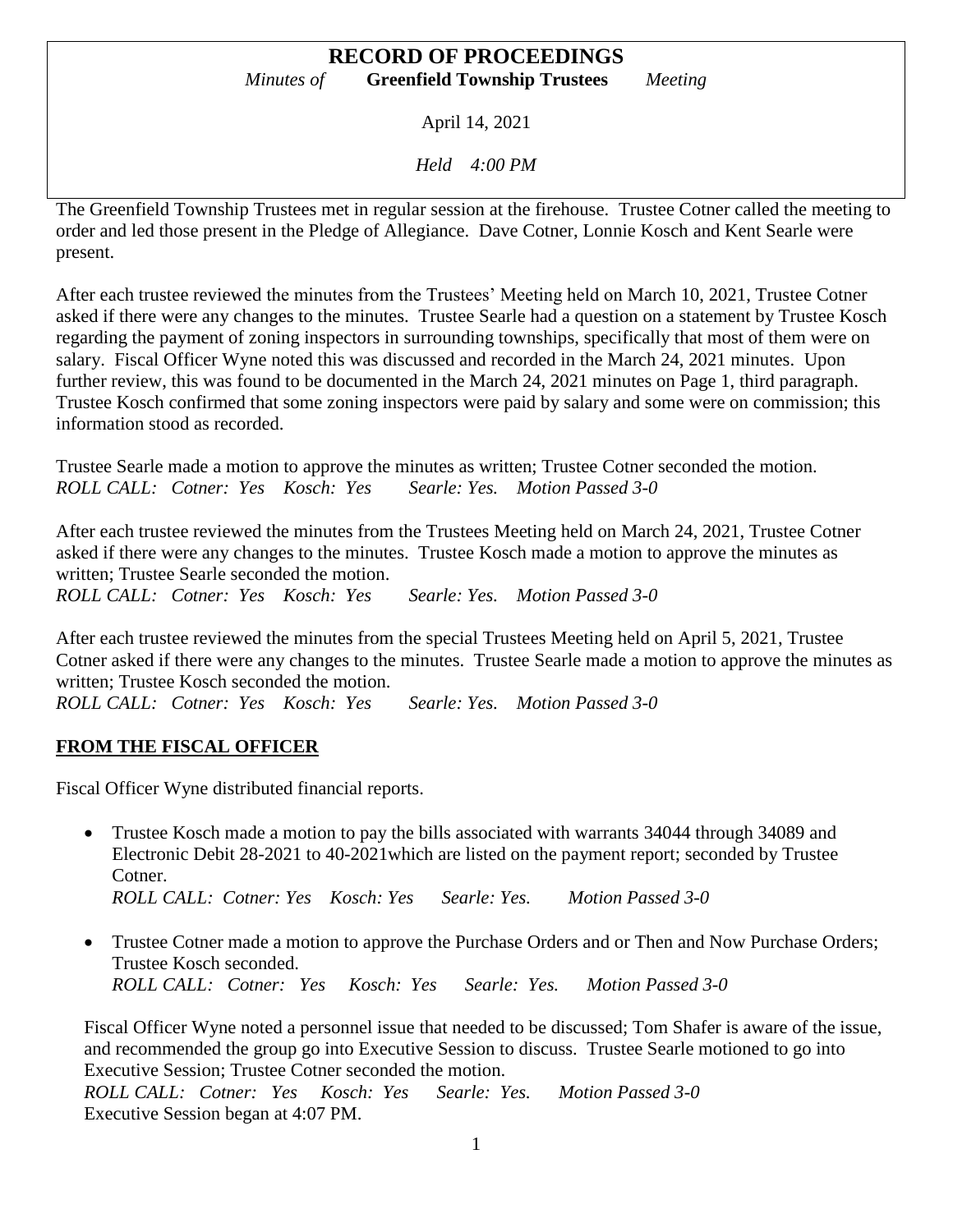# RECORD OF PROCEEDINGS

*Minutes of* **Greenfield Township Trustees** *Meeting*

April 14, 2021

*Held 4:00 PM*

The Greenfield Township Trustees met in regular session at the firehouse. Trustee Cotner called the meeting to order and led those present in the Pledge of Allegiance. Dave Cotner, Lonnie Kosch and Kent Searle were present.

After each trustee reviewed the minutes from the Trustees' Meeting held on March 10, 2021, Trustee Cotner asked if there were any changes to the minutes. Trustee Searle had a question on a statement by Trustee Kosch regarding the payment of zoning inspectors in surrounding townships, specifically that most of them were on salary. Fiscal Officer Wyne noted this was discussed and recorded in the March 24, 2021 minutes. Upon further review, this was found to be documented in the March 24, 2021 minutes on Page 1, third paragraph. Trustee Kosch confirmed that some zoning inspectors were paid by salary and some were on commission; this information stood as recorded.

Trustee Searle made a motion to approve the minutes as written; Trustee Cotner seconded the motion.
*ROLL CALL: Cotner: Yes Kosch: Yes Searle: Yes. Motion Passed 3-0*

After each trustee reviewed the minutes from the Trustees Meeting held on March 24, 2021, Trustee Cotner asked if there were any changes to the minutes. Trustee Kosch made a motion to approve the minutes as written; Trustee Searle seconded the motion.
*ROLL CALL: Cotner: Yes Kosch: Yes Searle: Yes. Motion Passed 3-0*

After each trustee reviewed the minutes from the special Trustees Meeting held on April 5, 2021, Trustee Cotner asked if there were any changes to the minutes. Trustee Searle made a motion to approve the minutes as written; Trustee Kosch seconded the motion.
*ROLL CALL: Cotner: Yes Kosch: Yes Searle: Yes. Motion Passed 3-0*

## FROM THE FISCAL OFFICER

Fiscal Officer Wyne distributed financial reports.

- Trustee Kosch made a motion to pay the bills associated with warrants 34044 through 34089 and Electronic Debit 28-2021 to 40-2021which are listed on the payment report; seconded by Trustee Cotner.
  *ROLL CALL: Cotner: Yes Kosch: Yes Searle: Yes. Motion Passed 3-0*
- Trustee Cotner made a motion to approve the Purchase Orders and or Then and Now Purchase Orders; Trustee Kosch seconded.
  *ROLL CALL: Cotner: Yes Kosch: Yes Searle: Yes. Motion Passed 3-0*

Fiscal Officer Wyne noted a personnel issue that needed to be discussed; Tom Shafer is aware of the issue, and recommended the group go into Executive Session to discuss. Trustee Searle motioned to go into Executive Session; Trustee Cotner seconded the motion.
*ROLL CALL: Cotner: Yes Kosch: Yes Searle: Yes. Motion Passed 3-0*
Executive Session began at 4:07 PM.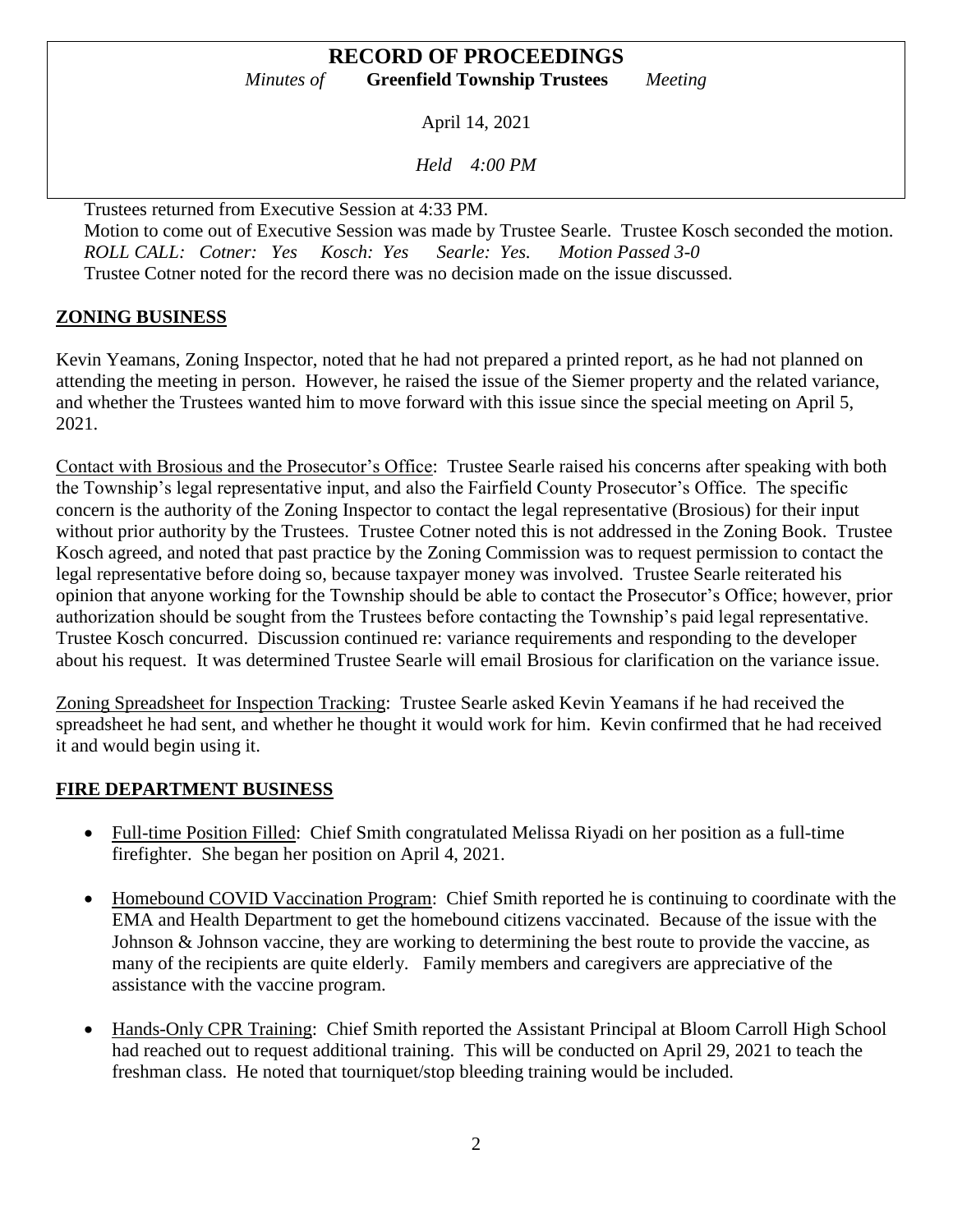Trustees returned from Executive Session at 4:33 PM.

Motion to come out of Executive Session was made by Trustee Searle. Trustee Kosch seconded the motion.

*ROLL CALL: Cotner: Yes Kosch: Yes Searle: Yes. Motion Passed 3-0*

Trustee Cotner noted for the record there was no decision made on the issue discussed.

## ZONING BUSINESS

Kevin Yeamans, Zoning Inspector, noted that he had not prepared a printed report, as he had not planned on attending the meeting in person. However, he raised the issue of the Siemer property and the related variance, and whether the Trustees wanted him to move forward with this issue since the special meeting on April 5, 2021.

Contact with Brosious and the Prosecutor's Office: Trustee Searle raised his concerns after speaking with both the Township's legal representative input, and also the Fairfield County Prosecutor's Office. The specific concern is the authority of the Zoning Inspector to contact the legal representative (Brosious) for their input without prior authority by the Trustees. Trustee Cotner noted this is not addressed in the Zoning Book. Trustee Kosch agreed, and noted that past practice by the Zoning Commission was to request permission to contact the legal representative before doing so, because taxpayer money was involved. Trustee Searle reiterated his opinion that anyone working for the Township should be able to contact the Prosecutor's Office; however, prior authorization should be sought from the Trustees before contacting the Township's paid legal representative. Trustee Kosch concurred. Discussion continued re: variance requirements and responding to the developer about his request. It was determined Trustee Searle will email Brosious for clarification on the variance issue.

Zoning Spreadsheet for Inspection Tracking: Trustee Searle asked Kevin Yeamans if he had received the spreadsheet he had sent, and whether he thought it would work for him. Kevin confirmed that he had received it and would begin using it.

## FIRE DEPARTMENT BUSINESS

- Full-time Position Filled: Chief Smith congratulated Melissa Riyadi on her position as a full-time firefighter. She began her position on April 4, 2021.
- Homebound COVID Vaccination Program: Chief Smith reported he is continuing to coordinate with the EMA and Health Department to get the homebound citizens vaccinated. Because of the issue with the Johnson & Johnson vaccine, they are working to determining the best route to provide the vaccine, as many of the recipients are quite elderly. Family members and caregivers are appreciative of the assistance with the vaccine program.
- Hands-Only CPR Training: Chief Smith reported the Assistant Principal at Bloom Carroll High School had reached out to request additional training. This will be conducted on April 29, 2021 to teach the freshman class. He noted that tourniquet/stop bleeding training would be included.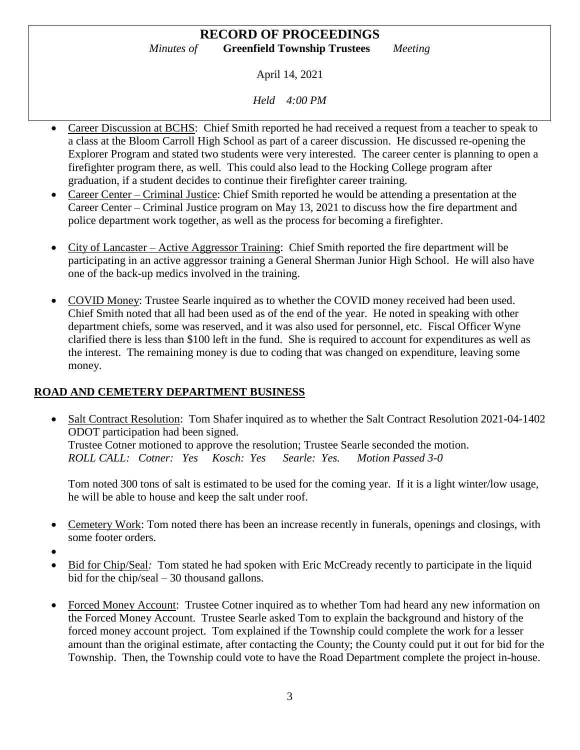- Career Discussion at BCHS: Chief Smith reported he had received a request from a teacher to speak to a class at the Bloom Carroll High School as part of a career discussion. He discussed re-opening the Explorer Program and stated two students were very interested. The career center is planning to open a firefighter program there, as well. This could also lead to the Hocking College program after graduation, if a student decides to continue their firefighter career training.
- Career Center – Criminal Justice: Chief Smith reported he would be attending a presentation at the Career Center – Criminal Justice program on May 13, 2021 to discuss how the fire department and police department work together, as well as the process for becoming a firefighter.
- City of Lancaster – Active Aggressor Training: Chief Smith reported the fire department will be participating in an active aggressor training a General Sherman Junior High School. He will also have one of the back-up medics involved in the training.
- COVID Money: Trustee Searle inquired as to whether the COVID money received had been used. Chief Smith noted that all had been used as of the end of the year. He noted in speaking with other department chiefs, some was reserved, and it was also used for personnel, etc. Fiscal Officer Wyne clarified there is less than $100 left in the fund. She is required to account for expenditures as well as the interest. The remaining money is due to coding that was changed on expenditure, leaving some money.

## ROAD AND CEMETERY DEPARTMENT BUSINESS

- Salt Contract Resolution: Tom Shafer inquired as to whether the Salt Contract Resolution 2021-04-1402 ODOT participation had been signed.
  Trustee Cotner motioned to approve the resolution; Trustee Searle seconded the motion.
  *ROLL CALL: Cotner: Yes Kosch: Yes Searle: Yes. Motion Passed 3-0*

  Tom noted 300 tons of salt is estimated to be used for the coming year. If it is a light winter/low usage, he will be able to house and keep the salt under roof.

- Cemetery Work: Tom noted there has been an increase recently in funerals, openings and closings, with some footer orders.
- Bid for Chip/Seal: Tom stated he had spoken with Eric McCready recently to participate in the liquid bid for the chip/seal – 30 thousand gallons.
- Forced Money Account: Trustee Cotner inquired as to whether Tom had heard any new information on the Forced Money Account. Trustee Searle asked Tom to explain the background and history of the forced money account project. Tom explained if the Township could complete the work for a lesser amount than the original estimate, after contacting the County; the County could put it out for bid for the Township. Then, the Township could vote to have the Road Department complete the project in-house.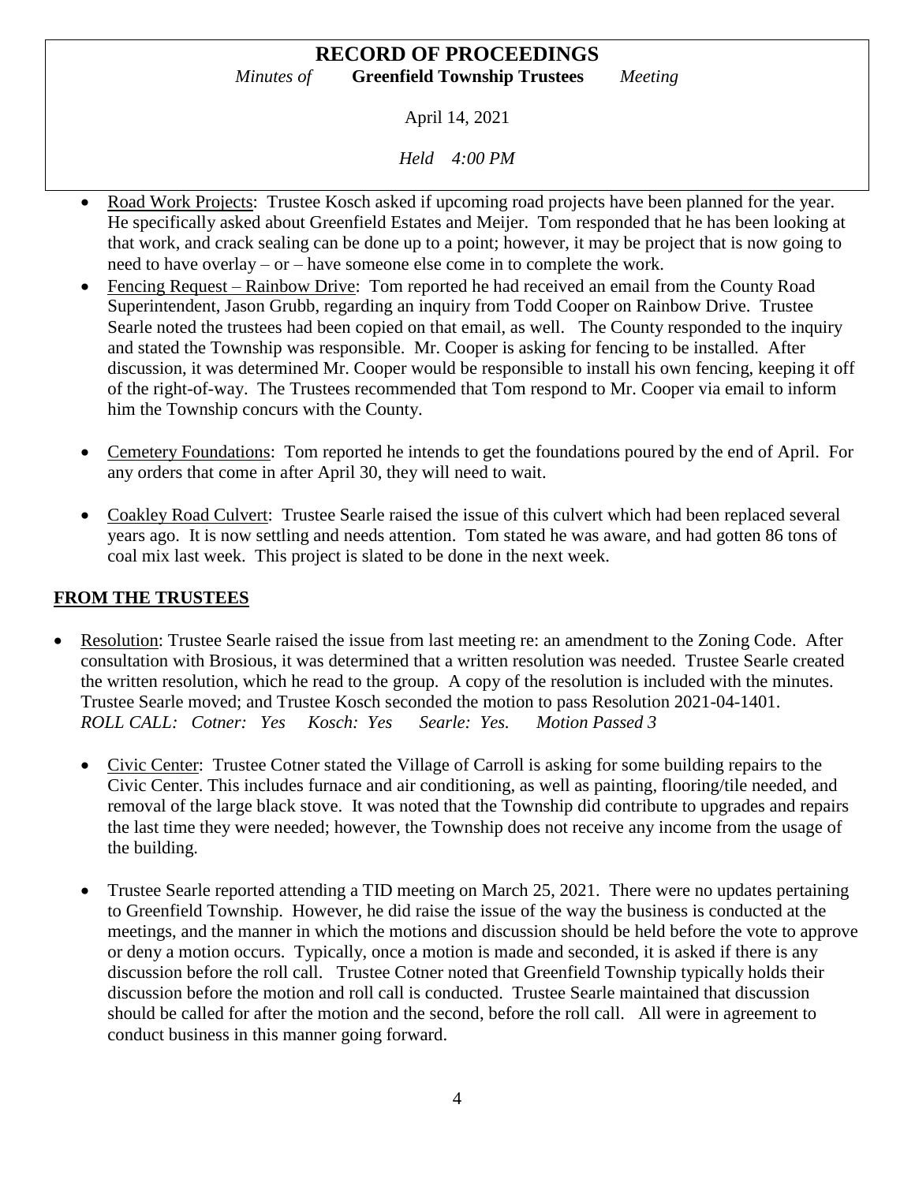- Road Work Projects: Trustee Kosch asked if upcoming road projects have been planned for the year. He specifically asked about Greenfield Estates and Meijer. Tom responded that he has been looking at that work, and crack sealing can be done up to a point; however, it may be project that is now going to need to have overlay – or – have someone else come in to complete the work.
- Fencing Request – Rainbow Drive: Tom reported he had received an email from the County Road Superintendent, Jason Grubb, regarding an inquiry from Todd Cooper on Rainbow Drive. Trustee Searle noted the trustees had been copied on that email, as well. The County responded to the inquiry and stated the Township was responsible. Mr. Cooper is asking for fencing to be installed. After discussion, it was determined Mr. Cooper would be responsible to install his own fencing, keeping it off of the right-of-way. The Trustees recommended that Tom respond to Mr. Cooper via email to inform him the Township concurs with the County.
- Cemetery Foundations: Tom reported he intends to get the foundations poured by the end of April. For any orders that come in after April 30, they will need to wait.
- Coakley Road Culvert: Trustee Searle raised the issue of this culvert which had been replaced several years ago. It is now settling and needs attention. Tom stated he was aware, and had gotten 86 tons of coal mix last week. This project is slated to be done in the next week.

## FROM THE TRUSTEES

- Resolution: Trustee Searle raised the issue from last meeting re: an amendment to the Zoning Code. After consultation with Brosious, it was determined that a written resolution was needed. Trustee Searle created the written resolution, which he read to the group. A copy of the resolution is included with the minutes. Trustee Searle moved; and Trustee Kosch seconded the motion to pass Resolution 2021-04-1401.
  *ROLL CALL: Cotner: Yes Kosch: Yes Searle: Yes. Motion Passed 3*
  - Civic Center: Trustee Cotner stated the Village of Carroll is asking for some building repairs to the Civic Center. This includes furnace and air conditioning, as well as painting, flooring/tile needed, and removal of the large black stove. It was noted that the Township did contribute to upgrades and repairs the last time they were needed; however, the Township does not receive any income from the usage of the building.
  - Trustee Searle reported attending a TID meeting on March 25, 2021. There were no updates pertaining to Greenfield Township. However, he did raise the issue of the way the business is conducted at the meetings, and the manner in which the motions and discussion should be held before the vote to approve or deny a motion occurs. Typically, once a motion is made and seconded, it is asked if there is any discussion before the roll call. Trustee Cotner noted that Greenfield Township typically holds their discussion before the motion and roll call is conducted. Trustee Searle maintained that discussion should be called for after the motion and the second, before the roll call. All were in agreement to conduct business in this manner going forward.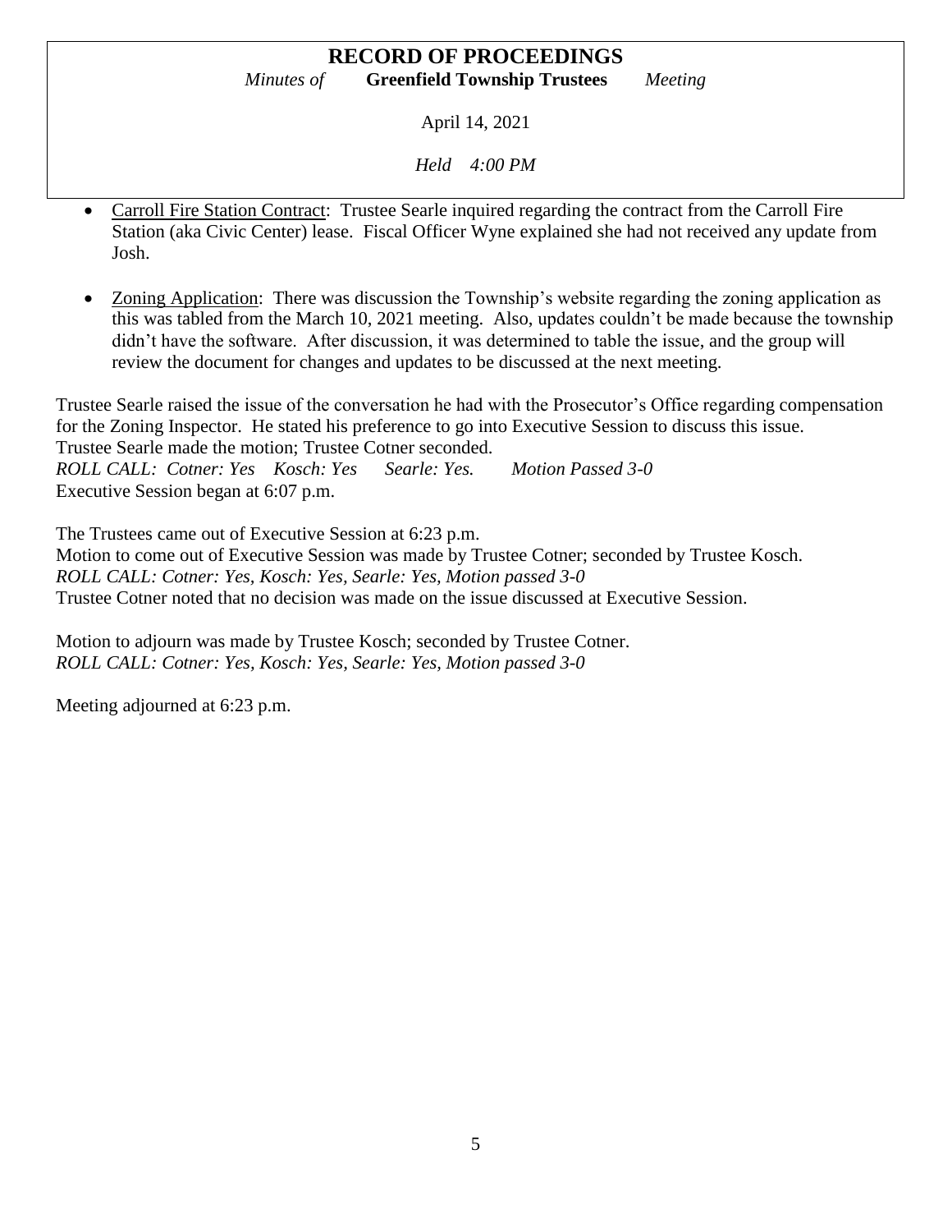- Carroll Fire Station Contract: Trustee Searle inquired regarding the contract from the Carroll Fire Station (aka Civic Center) lease. Fiscal Officer Wyne explained she had not received any update from Josh.

- Zoning Application: There was discussion the Township's website regarding the zoning application as this was tabled from the March 10, 2021 meeting. Also, updates couldn't be made because the township didn't have the software. After discussion, it was determined to table the issue, and the group will review the document for changes and updates to be discussed at the next meeting.

Trustee Searle raised the issue of the conversation he had with the Prosecutor's Office regarding compensation for the Zoning Inspector. He stated his preference to go into Executive Session to discuss this issue.
Trustee Searle made the motion; Trustee Cotner seconded.
*ROLL CALL: Cotner: Yes Kosch: Yes Searle: Yes. Motion Passed 3-0*
Executive Session began at 6:07 p.m.

The Trustees came out of Executive Session at 6:23 p.m.
Motion to come out of Executive Session was made by Trustee Cotner; seconded by Trustee Kosch.
*ROLL CALL: Cotner: Yes, Kosch: Yes, Searle: Yes, Motion passed 3-0*
Trustee Cotner noted that no decision was made on the issue discussed at Executive Session.

Motion to adjourn was made by Trustee Kosch; seconded by Trustee Cotner.
*ROLL CALL: Cotner: Yes, Kosch: Yes, Searle: Yes, Motion passed 3-0*

Meeting adjourned at 6:23 p.m.